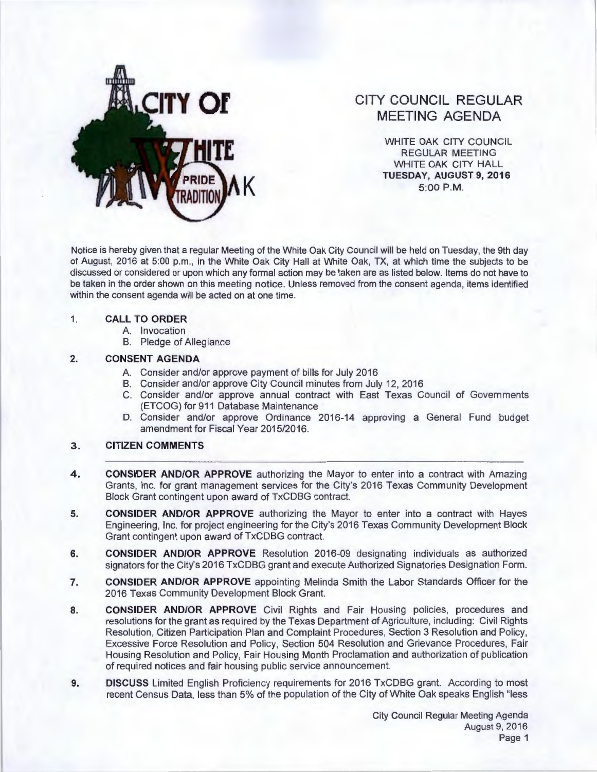CITY OF WHITE OAK

PRIDE TRADITION

# CITY COUNCIL REGULAR MEETING AGENDA

WHITE OAK CITY COUNCIL
REGULAR MEETING
WHITE OAK CITY HALL
**TUESDAY, AUGUST 9, 2016**
5:00 P.M.

Notice is hereby given that a regular Meeting of the White Oak City Council will be held on Tuesday, the 9th day of August, 2016 at 5:00 p.m., in the White Oak City Hall at White Oak, TX, at which time the subjects to be discussed or considered or upon which any formal action may be taken are as listed below. Items do not have to be taken in the order shown on this meeting notice. Unless removed from the consent agenda, items identified within the consent agenda will be acted on at one time.

1. **CALL TO ORDER**
   - A. Invocation
   - B. Pledge of Allegiance

2. **CONSENT AGENDA**
   - A. Consider and/or approve payment of bills for July 2016
   - B. Consider and/or approve City Council minutes from July 12, 2016
   - C. Consider and/or approve annual contract with East Texas Council of Governments (ETCOG) for 911 Database Maintenance
   - D. Consider and/or approve Ordinance 2016-14 approving a General Fund budget amendment for Fiscal Year 2015/2016.

3. **CITIZEN COMMENTS**

---

4. **CONSIDER AND/OR APPROVE** authorizing the Mayor to enter into a contract with Amazing Grants, Inc. for grant management services for the City's 2016 Texas Community Development Block Grant contingent upon award of TxCDBG contract.

5. **CONSIDER AND/OR APPROVE** authorizing the Mayor to enter into a contract with Hayes Engineering, Inc. for project engineering for the City's 2016 Texas Community Development Block Grant contingent upon award of TxCDBG contract.

6. **CONSIDER AND/OR APPROVE** Resolution 2016-09 designating individuals as authorized signators for the City's 2016 TxCDBG grant and execute Authorized Signatories Designation Form.

7. **CONSIDER AND/OR APPROVE** appointing Melinda Smith the Labor Standards Officer for the 2016 Texas Community Development Block Grant.

8. **CONSIDER AND/OR APPROVE** Civil Rights and Fair Housing policies, procedures and resolutions for the grant as required by the Texas Department of Agriculture, including: Civil Rights Resolution, Citizen Participation Plan and Complaint Procedures, Section 3 Resolution and Policy, Excessive Force Resolution and Policy, Section 504 Resolution and Grievance Procedures, Fair Housing Resolution and Policy, Fair Housing Month Proclamation and authorization of publication of required notices and fair housing public service announcement.

9. **DISCUSS** Limited English Proficiency requirements for 2016 TxCDBG grant. According to most recent Census Data, less than 5% of the population of the City of White Oak speaks English "less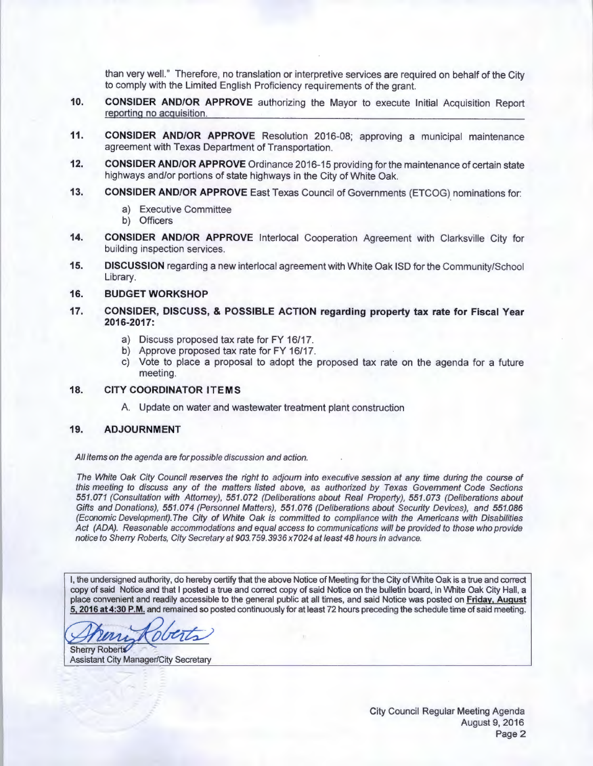than very well." Therefore, no translation or interpretive services are required on behalf of the City to comply with the Limited English Proficiency requirements of the grant.

10. **CONSIDER AND/OR APPROVE** authorizing the Mayor to execute Initial Acquisition Report reporting no acquisition.

11. **CONSIDER AND/OR APPROVE** Resolution 2016-08; approving a municipal maintenance agreement with Texas Department of Transportation.

12. **CONSIDER AND/OR APPROVE** Ordinance 2016-15 providing for the maintenance of certain state highways and/or portions of state highways in the City of White Oak.

13. **CONSIDER AND/OR APPROVE** East Texas Council of Governments (ETCOG) nominations for:
    a) Executive Committee
    b) Officers

14. **CONSIDER AND/OR APPROVE** Interlocal Cooperation Agreement with Clarksville City for building inspection services.

15. **DISCUSSION** regarding a new interlocal agreement with White Oak ISD for the Community/School Library.

16. **BUDGET WORKSHOP**

17. **CONSIDER, DISCUSS, & POSSIBLE ACTION regarding property tax rate for Fiscal Year 2016-2017:**
    a) Discuss proposed tax rate for FY 16/17.
    b) Approve proposed tax rate for FY 16/17.
    c) Vote to place a proposal to adopt the proposed tax rate on the agenda for a future meeting.

18. **CITY COORDINATOR ITEMS**
    A. Update on water and wastewater treatment plant construction

19. **ADJOURNMENT**

*All items on the agenda are for possible discussion and action.*

*The White Oak City Council reserves the right to adjourn into executive session at any time during the course of this meeting to discuss any of the matters listed above, as authorized by Texas Government Code Sections 551.071 (Consultation with Attorney), 551.072 (Deliberations about Real Property), 551.073 (Deliberations about Gifts and Donations), 551.074 (Personnel Matters), 551.076 (Deliberations about Security Devices), and 551.086 (Economic Development).The City of White Oak is committed to compliance with the Americans with Disabilities Act (ADA). Reasonable accommodations and equal access to communications will be provided to those who provide notice to Sherry Roberts, City Secretary at 903.759.3936 x7024 at least 48 hours in advance.*

I, the undersigned authority, do hereby certify that the above Notice of Meeting for the City of White Oak is a true and correct copy of said Notice and that I posted a true and correct copy of said Notice on the bulletin board, in White Oak City Hall, a place convenient and readily accessible to the general public at all times, and said Notice was posted on **Friday, August 5, 2016 at 4:30 P.M.** and remained so posted continuously for at least 72 hours preceding the schedule time of said meeting.

Sherry Roberts
Sherry Roberts
Assistant City Manager/City Secretary

City Council Regular Meeting Agenda
August 9, 2016